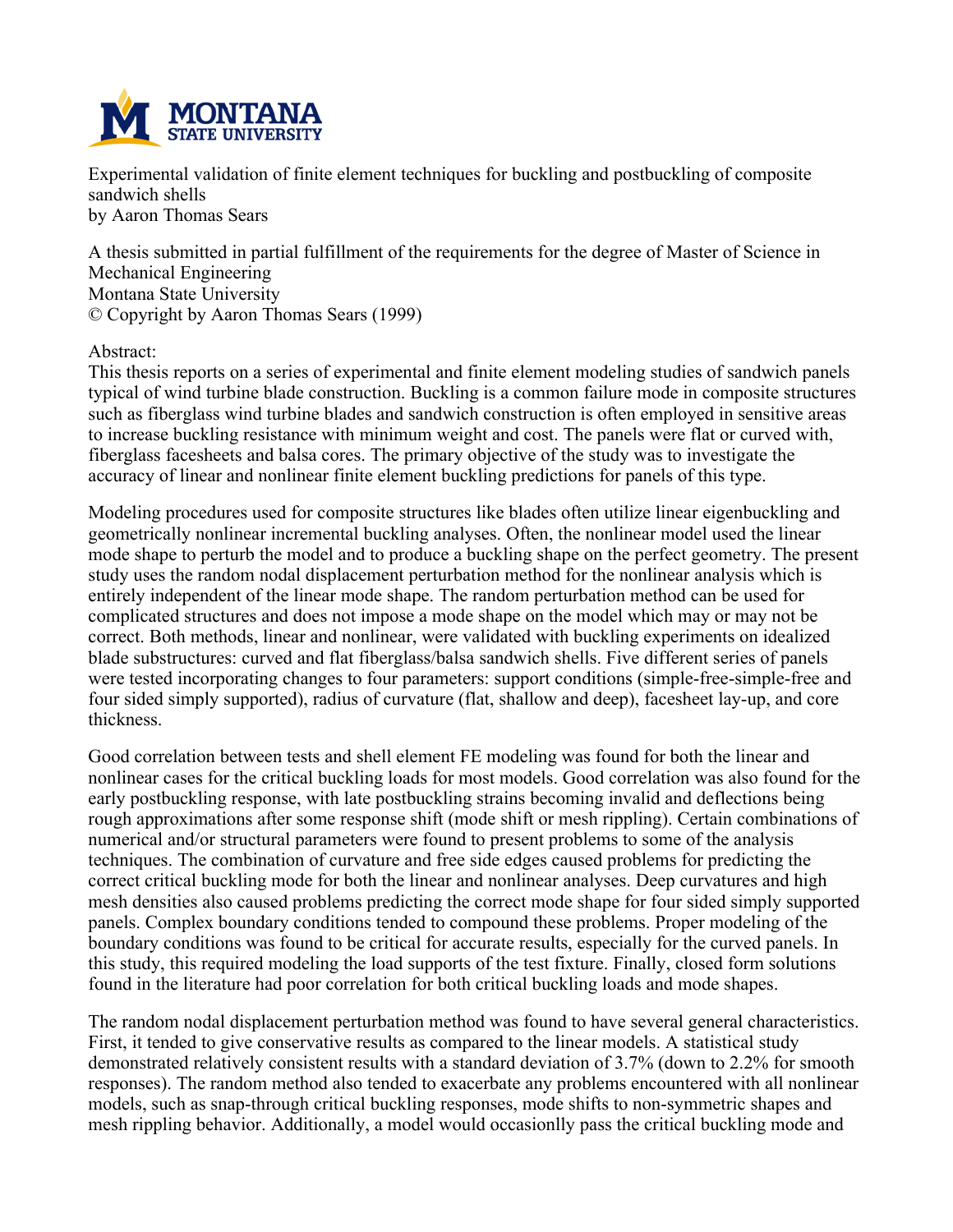Experimental validation of finite element techniques for buckling and postbuckling of composite sandwich shells
by Aaron Thomas Sears

A thesis submitted in partial fulfillment of the requirements for the degree of Master of Science in Mechanical Engineering
Montana State University
© Copyright by Aaron Thomas Sears (1999)

Abstract:

This thesis reports on a series of experimental and finite element modeling studies of sandwich panels typical of wind turbine blade construction. Buckling is a common failure mode in composite structures such as fiberglass wind turbine blades and sandwich construction is often employed in sensitive areas to increase buckling resistance with minimum weight and cost. The panels were flat or curved with, fiberglass facesheets and balsa cores. The primary objective of the study was to investigate the accuracy of linear and nonlinear finite element buckling predictions for panels of this type.

Modeling procedures used for composite structures like blades often utilize linear eigenbuckling and geometrically nonlinear incremental buckling analyses. Often, the nonlinear model used the linear mode shape to perturb the model and to produce a buckling shape on the perfect geometry. The present study uses the random nodal displacement perturbation method for the nonlinear analysis which is entirely independent of the linear mode shape. The random perturbation method can be used for complicated structures and does not impose a mode shape on the model which may or may not be correct. Both methods, linear and nonlinear, were validated with buckling experiments on idealized blade substructures: curved and flat fiberglass/balsa sandwich shells. Five different series of panels were tested incorporating changes to four parameters: support conditions (simple-free-simple-free and four sided simply supported), radius of curvature (flat, shallow and deep), facesheet lay-up, and core thickness.

Good correlation between tests and shell element FE modeling was found for both the linear and nonlinear cases for the critical buckling loads for most models. Good correlation was also found for the early postbuckling response, with late postbuckling strains becoming invalid and deflections being rough approximations after some response shift (mode shift or mesh rippling). Certain combinations of numerical and/or structural parameters were found to present problems to some of the analysis techniques. The combination of curvature and free side edges caused problems for predicting the correct critical buckling mode for both the linear and nonlinear analyses. Deep curvatures and high mesh densities also caused problems predicting the correct mode shape for four sided simply supported panels. Complex boundary conditions tended to compound these problems. Proper modeling of the boundary conditions was found to be critical for accurate results, especially for the curved panels. In this study, this required modeling the load supports of the test fixture. Finally, closed form solutions found in the literature had poor correlation for both critical buckling loads and mode shapes.

The random nodal displacement perturbation method was found to have several general characteristics. First, it tended to give conservative results as compared to the linear models. A statistical study demonstrated relatively consistent results with a standard deviation of 3.7% (down to 2.2% for smooth responses). The random method also tended to exacerbate any problems encountered with all nonlinear models, such as snap-through critical buckling responses, mode shifts to non-symmetric shapes and mesh rippling behavior. Additionally, a model would occasionlly pass the critical buckling mode and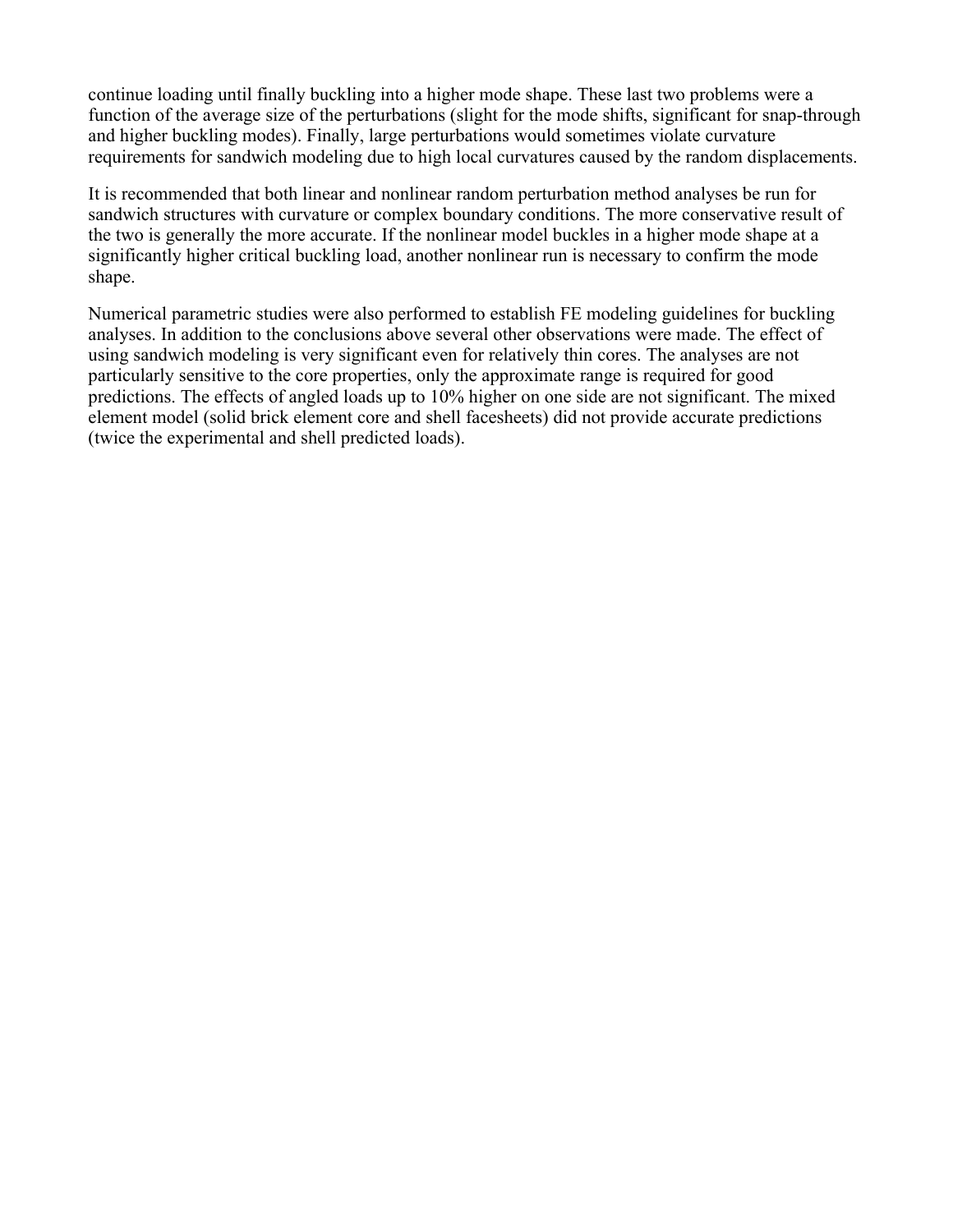continue loading until finally buckling into a higher mode shape. These last two problems were a function of the average size of the perturbations (slight for the mode shifts, significant for snap-through and higher buckling modes). Finally, large perturbations would sometimes violate curvature requirements for sandwich modeling due to high local curvatures caused by the random displacements.

It is recommended that both linear and nonlinear random perturbation method analyses be run for sandwich structures with curvature or complex boundary conditions. The more conservative result of the two is generally the more accurate. If the nonlinear model buckles in a higher mode shape at a significantly higher critical buckling load, another nonlinear run is necessary to confirm the mode shape.

Numerical parametric studies were also performed to establish FE modeling guidelines for buckling analyses. In addition to the conclusions above several other observations were made. The effect of using sandwich modeling is very significant even for relatively thin cores. The analyses are not particularly sensitive to the core properties, only the approximate range is required for good predictions. The effects of angled loads up to 10% higher on one side are not significant. The mixed element model (solid brick element core and shell facesheets) did not provide accurate predictions (twice the experimental and shell predicted loads).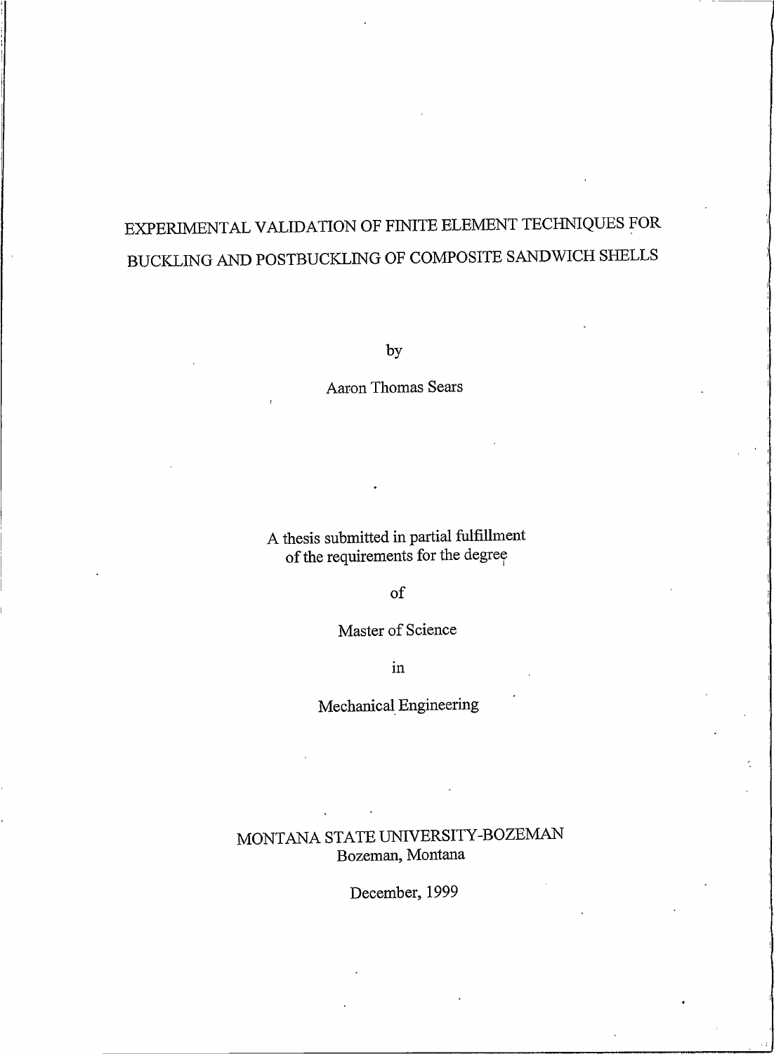# EXPERIMENTAL VALIDATION OF FINITE ELEMENT TECHNIQUES FOR BUCKLING AND POSTBUCKLING OF COMPOSITE SANDWICH SHELLS

by

Aaron Thomas Sears

A thesis submitted in partial fulfillment
of the requirements for the degree

of

Master of Science

in

Mechanical Engineering

MONTANA STATE UNIVERSITY-BOZEMAN
Bozeman, Montana

December, 1999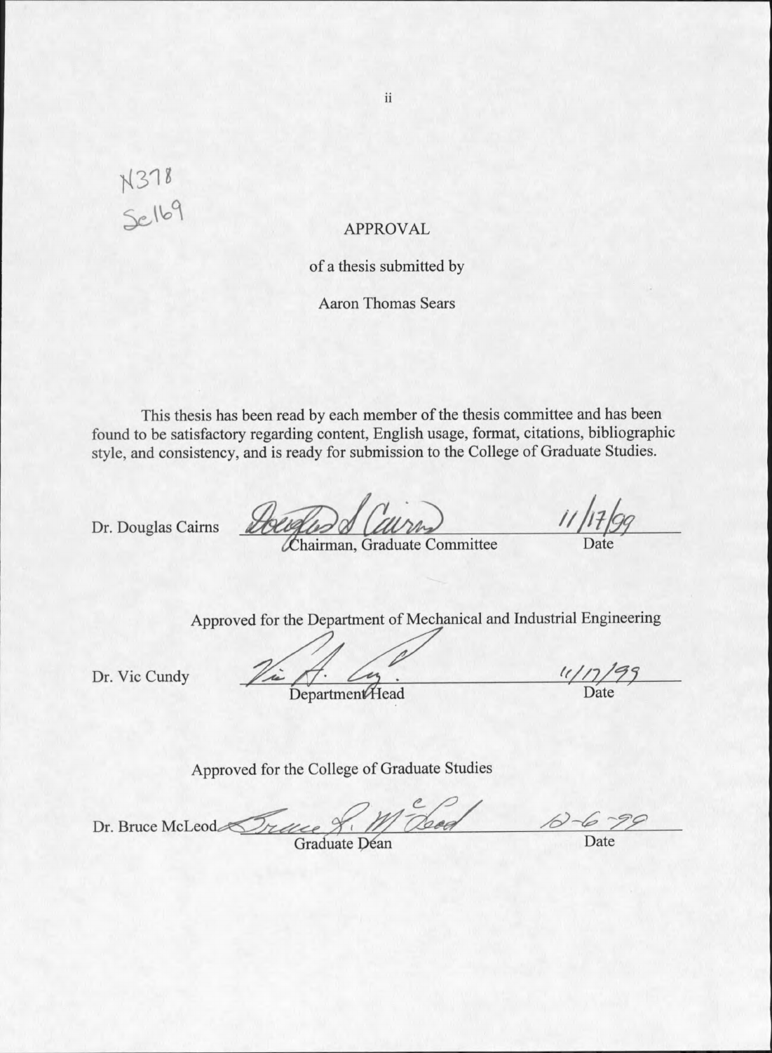N378
Se169

# APPROVAL

of a thesis submitted by

Aaron Thomas Sears

This thesis has been read by each member of the thesis committee and has been found to be satisfactory regarding content, English usage, format, citations, bibliographic style, and consistency, and is ready for submission to the College of Graduate Studies.

Dr. Douglas Cairns — *Douglas S. Cairns* — Chairman, Graduate Committee — 11/17/99 — Date

Approved for the Department of Mechanical and Industrial Engineering

Dr. Vic Cundy — *Vic A. Cundy* — Department Head — 11/17/99 — Date

Approved for the College of Graduate Studies

Dr. Bruce McLeod — *Bruce R. McLeod* — Graduate Dean — 12-6-99 — Date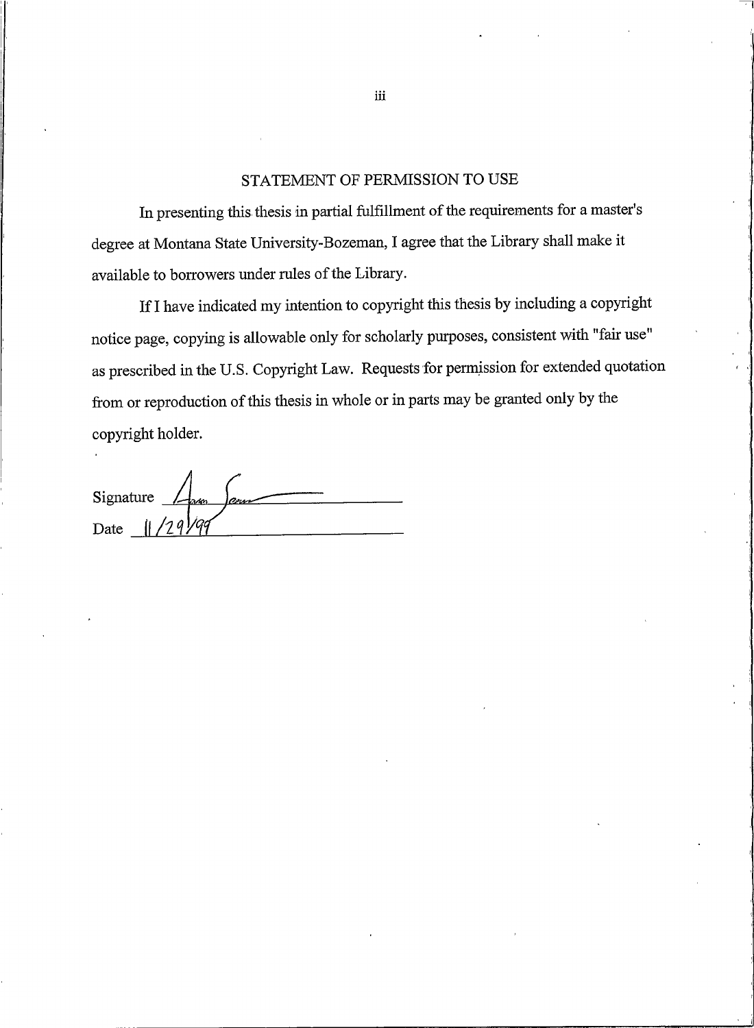## STATEMENT OF PERMISSION TO USE

In presenting this thesis in partial fulfillment of the requirements for a master's degree at Montana State University-Bozeman, I agree that the Library shall make it available to borrowers under rules of the Library.

If I have indicated my intention to copyright this thesis by including a copyright notice page, copying is allowable only for scholarly purposes, consistent with "fair use" as prescribed in the U.S. Copyright Law. Requests for permission for extended quotation from or reproduction of this thesis in whole or in parts may be granted only by the copyright holder.

Signature ______________________

Date 11/29/99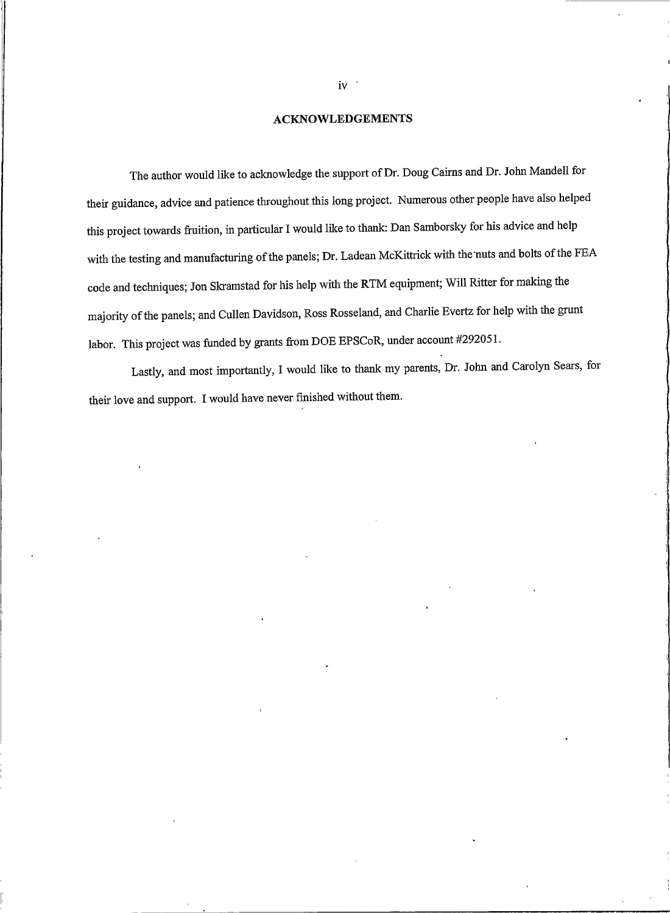## ACKNOWLEDGEMENTS

The author would like to acknowledge the support of Dr. Doug Cairns and Dr. John Mandell for their guidance, advice and patience throughout this long project. Numerous other people have also helped this project towards fruition, in particular I would like to thank: Dan Samborsky for his advice and help with the testing and manufacturing of the panels; Dr. Ladean McKittrick with the nuts and bolts of the FEA code and techniques; Jon Skramstad for his help with the RTM equipment; Will Ritter for making the majority of the panels; and Cullen Davidson, Ross Rosseland, and Charlie Evertz for help with the grunt labor. This project was funded by grants from DOE EPSCoR, under account #292051.

Lastly, and most importantly, I would like to thank my parents, Dr. John and Carolyn Sears, for their love and support. I would have never finished without them.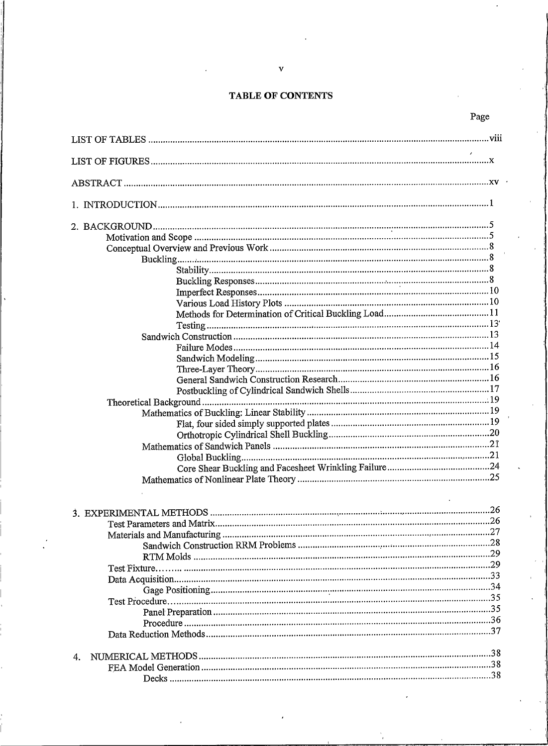# TABLE OF CONTENTS

Page

LIST OF TABLES .......... viii

LIST OF FIGURES .......... x

ABSTRACT .......... xv

1. INTRODUCTION .......... 1

2. BACKGROUND .......... 5
   - Motivation and Scope .......... 5
   - Conceptual Overview and Previous Work .......... 8
     - Buckling .......... 8
       - Stability .......... 8
       - Buckling Responses .......... 8
       - Imperfect Responses .......... 10
       - Various Load History Plots .......... 10
       - Methods for Determination of Critical Buckling Load .......... 11
       - Testing .......... 13
     - Sandwich Construction .......... 13
       - Failure Modes .......... 14
       - Sandwich Modeling .......... 15
       - Three-Layer Theory .......... 16
       - General Sandwich Construction Research .......... 16
       - Postbuckling of Cylindrical Sandwich Shells .......... 17
   - Theoretical Background .......... 19
     - Mathematics of Buckling: Linear Stability .......... 19
       - Flat, four sided simply supported plates .......... 19
       - Orthotropic Cylindrical Shell Buckling .......... 20
     - Mathematics of Sandwich Panels .......... 21
       - Global Buckling .......... 21
       - Core Shear Buckling and Facesheet Wrinkling Failure .......... 24
     - Mathematics of Nonlinear Plate Theory .......... 25

3. EXPERIMENTAL METHODS .......... 26
   - Test Parameters and Matrix .......... 26
   - Materials and Manufacturing .......... 27
     - Sandwich Construction RRM Problems .......... 28
     - RTM Molds .......... 29
   - Test Fixture .......... 29
   - Data Acquisition .......... 33
     - Gage Positioning .......... 34
   - Test Procedure .......... 35
     - Panel Preparation .......... 35
     - Procedure .......... 36
   - Data Reduction Methods .......... 37

4. NUMERICAL METHODS .......... 38
   - FEA Model Generation .......... 38
     - Decks .......... 38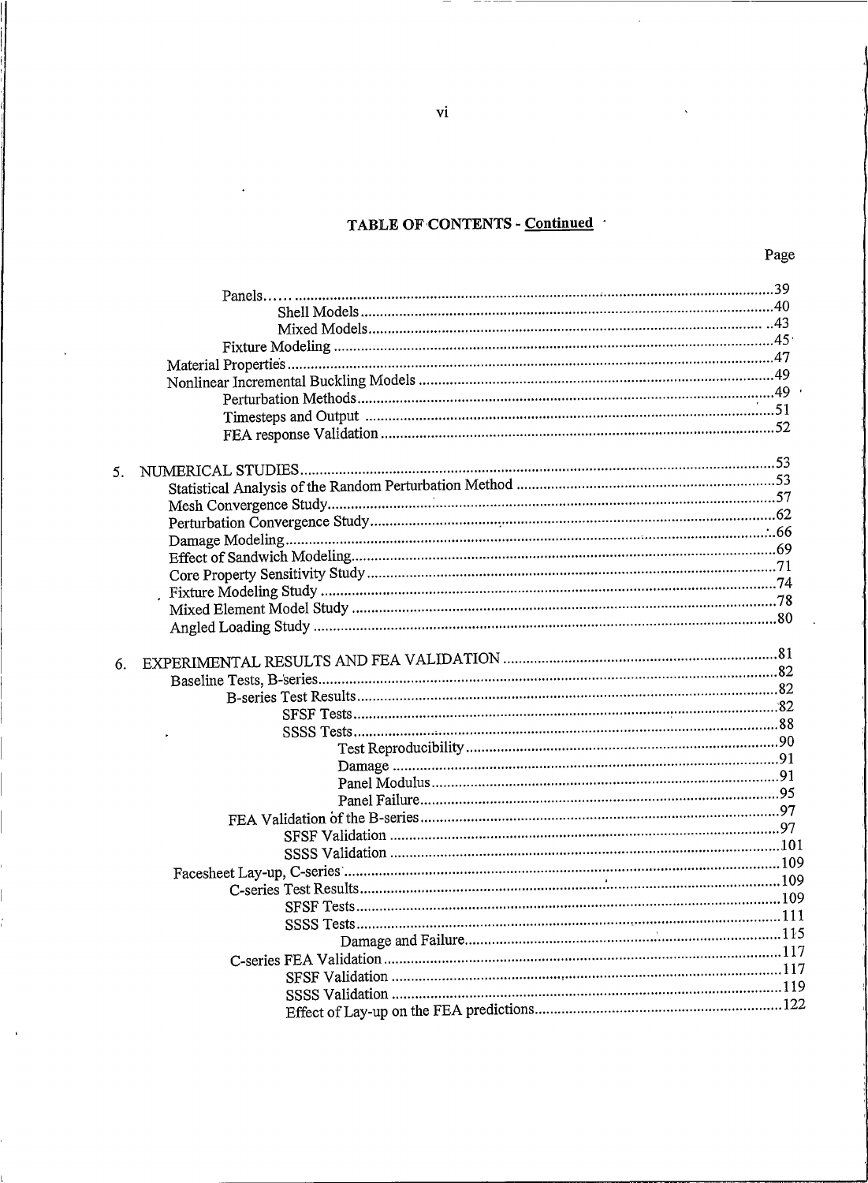# TABLE OF CONTENTS - Continued

Page

Panels......39
- Shell Models......40
- Mixed Models......43

Fixture Modeling......45

Material Properties......47

Nonlinear Incremental Buckling Models......49
- Perturbation Methods......49
- Timesteps and Output......51
- FEA response Validation......52

5. NUMERICAL STUDIES......53
   - Statistical Analysis of the Random Perturbation Method......53
   - Mesh Convergence Study......57
   - Perturbation Convergence Study......62
   - Damage Modeling......66
   - Effect of Sandwich Modeling......69
   - Core Property Sensitivity Study......71
   - Fixture Modeling Study......74
   - Mixed Element Model Study......78
   - Angled Loading Study......80

6. EXPERIMENTAL RESULTS AND FEA VALIDATION......81
   - Baseline Tests, B-series......82
     - B-series Test Results......82
       - SFSF Tests......82
       - SSSS Tests......88
         - Test Reproducibility......90
         - Damage......91
         - Panel Modulus......91
         - Panel Failure......95
     - FEA Validation of the B-series......97
       - SFSF Validation......97
       - SSSS Validation......101
   - Facesheet Lay-up, C-series......109
     - C-series Test Results......109
       - SFSF Tests......109
       - SSSS Tests......111
         - Damage and Failure......115
     - C-series FEA Validation......117
       - SFSF Validation......117
       - SSSS Validation......119
       - Effect of Lay-up on the FEA predictions......122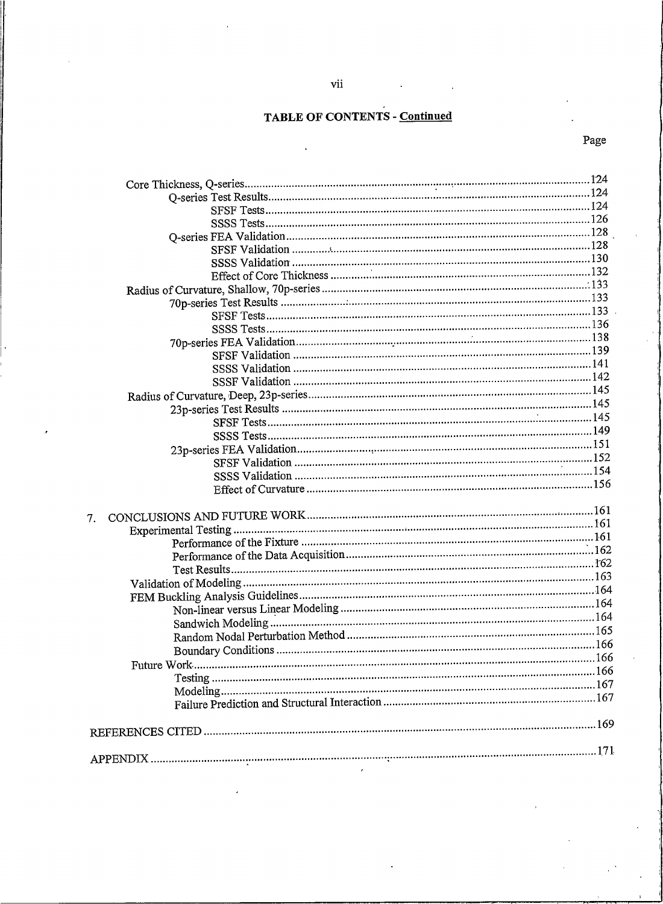## TABLE OF CONTENTS - Continued

Page

- Core Thickness, Q-series ... 124
  - Q-series Test Results ... 124
    - SFSF Tests ... 124
    - SSSS Tests ... 126
  - Q-series FEA Validation ... 128
    - SFSF Validation ... 128
    - SSSS Validation ... 130
    - Effect of Core Thickness ... 132
- Radius of Curvature, Shallow, 70p-series ... 133
  - 70p-series Test Results ... 133
    - SFSF Tests ... 133
    - SSSS Tests ... 136
  - 70p-series FEA Validation ... 138
    - SFSF Validation ... 139
    - SSSS Validation ... 141
    - SSSF Validation ... 142
- Radius of Curvature, Deep, 23p-series ... 145
  - 23p-series Test Results ... 145
    - SFSF Tests ... 145
    - SSSS Tests ... 149
  - 23p-series FEA Validation ... 151
    - SFSF Validation ... 152
    - SSSS Validation ... 154
    - Effect of Curvature ... 156

7. CONCLUSIONS AND FUTURE WORK ... 161
   - Experimental Testing ... 161
     - Performance of the Fixture ... 161
     - Performance of the Data Acquisition ... 162
     - Test Results ... 162
   - Validation of Modeling ... 163
   - FEM Buckling Analysis Guidelines ... 164
     - Non-linear versus Linear Modeling ... 164
     - Sandwich Modeling ... 164
     - Random Nodal Perturbation Method ... 165
     - Boundary Conditions ... 166
   - Future Work ... 166
     - Testing ... 166
     - Modeling ... 167
     - Failure Prediction and Structural Interaction ... 167

REFERENCES CITED ... 169

APPENDIX ... 171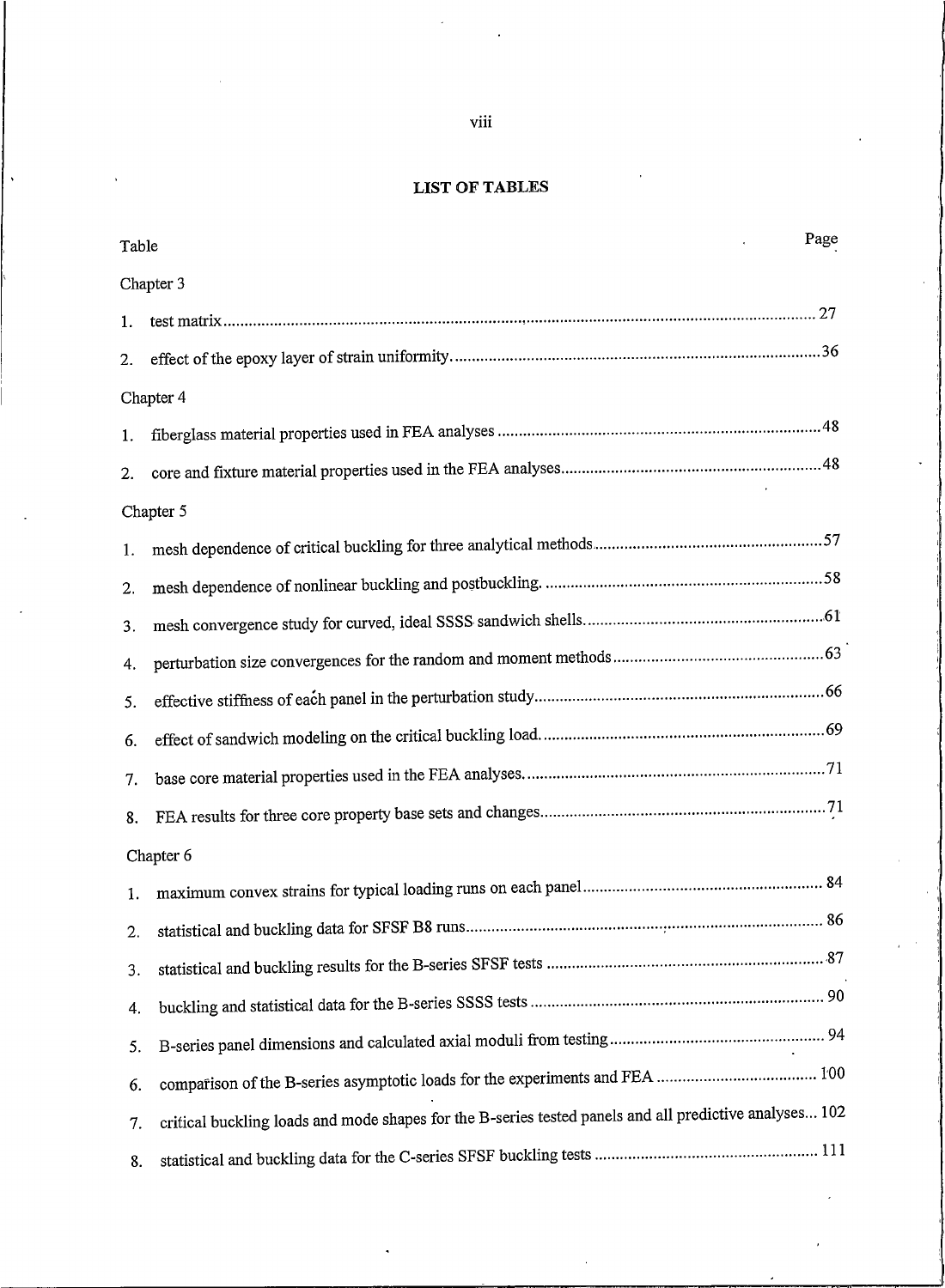## LIST OF TABLES

| Table | Page |
|---|---|
| **Chapter 3** | |
| 1. test matrix | 27 |
| 2. effect of the epoxy layer of strain uniformity. | 36 |
| **Chapter 4** | |
| 1. fiberglass material properties used in FEA analyses | 48 |
| 2. core and fixture material properties used in the FEA analyses | 48 |
| **Chapter 5** | |
| 1. mesh dependence of critical buckling for three analytical methods | 57 |
| 2. mesh dependence of nonlinear buckling and postbuckling. | 58 |
| 3. mesh convergence study for curved, ideal SSSS sandwich shells. | 61 |
| 4. perturbation size convergences for the random and moment methods | 63 |
| 5. effective stiffness of each panel in the perturbation study | 66 |
| 6. effect of sandwich modeling on the critical buckling load. | 69 |
| 7. base core material properties used in the FEA analyses. | 71 |
| 8. FEA results for three core property base sets and changes | 71 |
| **Chapter 6** | |
| 1. maximum convex strains for typical loading runs on each panel | 84 |
| 2. statistical and buckling data for SFSF B8 runs | 86 |
| 3. statistical and buckling results for the B-series SFSF tests | 87 |
| 4. buckling and statistical data for the B-series SSSS tests | 90 |
| 5. B-series panel dimensions and calculated axial moduli from testing | 94 |
| 6. comparison of the B-series asymptotic loads for the experiments and FEA | 100 |
| 7. critical buckling loads and mode shapes for the B-series tested panels and all predictive analyses | 102 |
| 8. statistical and buckling data for the C-series SFSF buckling tests | 111 |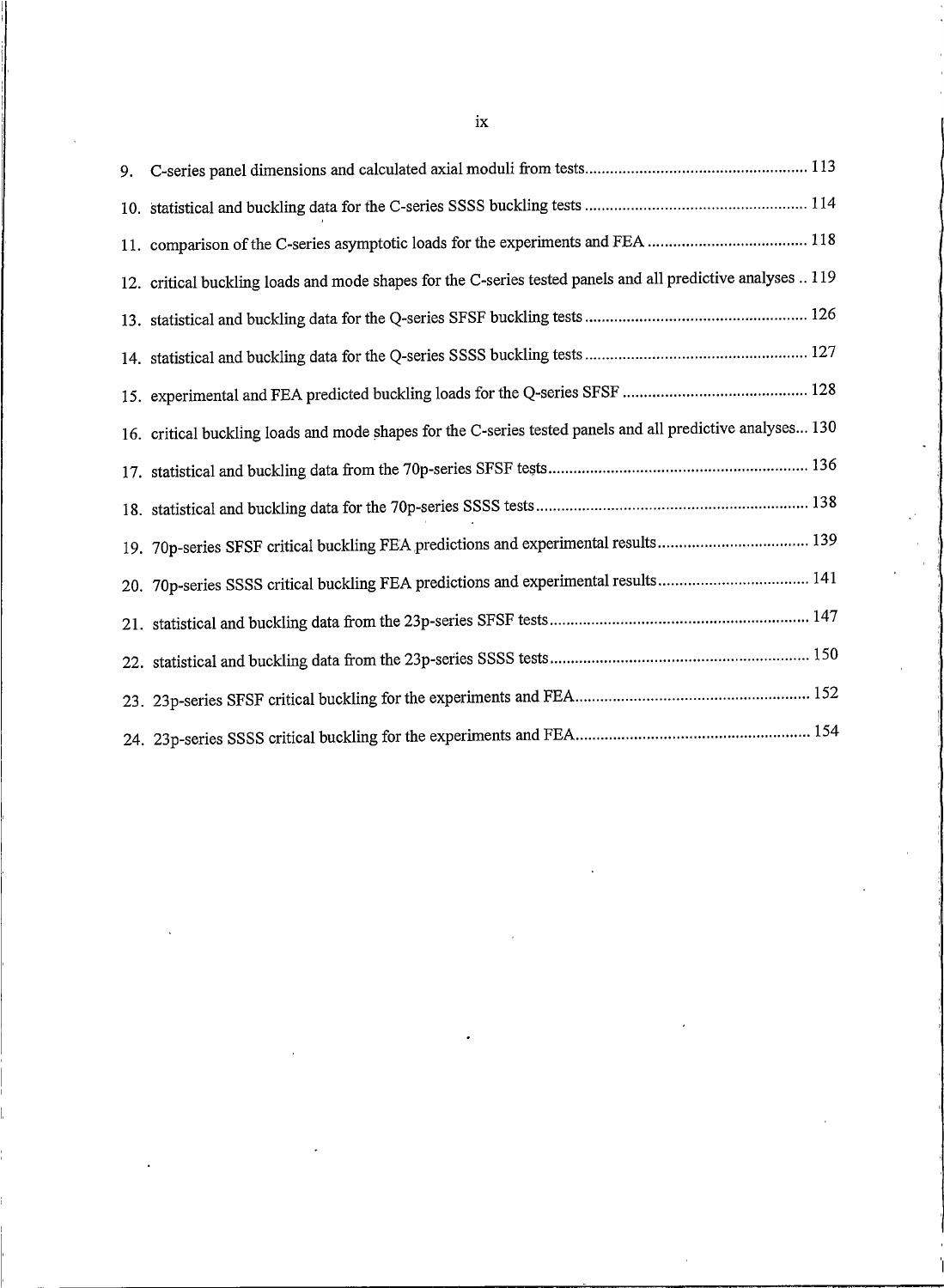9. C-series panel dimensions and calculated axial moduli from tests ..................................................... 113

10. statistical and buckling data for the C-series SSSS buckling tests ..................................................... 114

11. comparison of the C-series asymptotic loads for the experiments and FEA ....................................... 118

12. critical buckling loads and mode shapes for the C-series tested panels and all predictive analyses .. 119

13. statistical and buckling data for the Q-series SFSF buckling tests ..................................................... 126

14. statistical and buckling data for the Q-series SSSS buckling tests ..................................................... 127

15. experimental and FEA predicted buckling loads for the Q-series SFSF ............................................ 128

16. critical buckling loads and mode shapes for the C-series tested panels and all predictive analyses... 130

17. statistical and buckling data from the 70p-series SFSF tests .............................................................. 136

18. statistical and buckling data for the 70p-series SSSS tests ................................................................. 138

19. 70p-series SFSF critical buckling FEA predictions and experimental results .................................... 139

20. 70p-series SSSS critical buckling FEA predictions and experimental results .................................... 141

21. statistical and buckling data from the 23p-series SFSF tests .............................................................. 147

22. statistical and buckling data from the 23p-series SSSS tests .............................................................. 150

23. 23p-series SFSF critical buckling for the experiments and FEA ......................................................... 152

24. 23p-series SSSS critical buckling for the experiments and FEA ......................................................... 154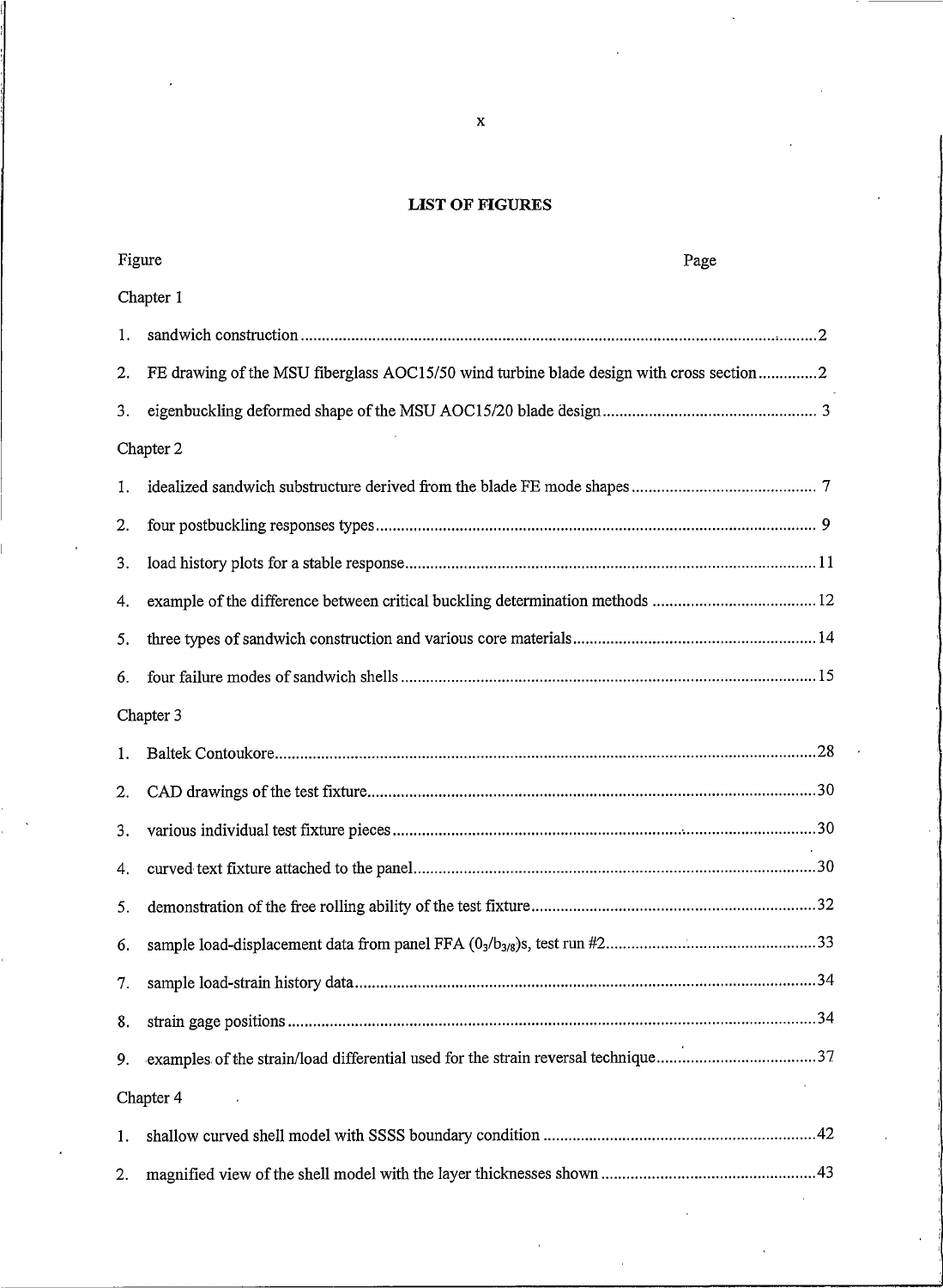## LIST OF FIGURES

| Figure | Page |
|---|---|
| **Chapter 1** | |
| 1. sandwich construction | 2 |
| 2. FE drawing of the MSU fiberglass AOC15/50 wind turbine blade design with cross section | 2 |
| 3. eigenbuckling deformed shape of the MSU AOC15/20 blade design | 3 |
| **Chapter 2** | |
| 1. idealized sandwich substructure derived from the blade FE mode shapes | 7 |
| 2. four postbuckling responses types | 9 |
| 3. load history plots for a stable response | 11 |
| 4. example of the difference between critical buckling determination methods | 12 |
| 5. three types of sandwich construction and various core materials | 14 |
| 6. four failure modes of sandwich shells | 15 |
| **Chapter 3** | |
| 1. Baltek Contoukore | 28 |
| 2. CAD drawings of the test fixture | 30 |
| 3. various individual test fixture pieces | 30 |
| 4. curved text fixture attached to the panel | 30 |
| 5. demonstration of the free rolling ability of the test fixture | 32 |
| 6. sample load-displacement data from panel FFA $(0_3/b_{3/8})s$, test run #2 | 33 |
| 7. sample load-strain history data | 34 |
| 8. strain gage positions | 34 |
| 9. examples of the strain/load differential used for the strain reversal technique | 37 |
| **Chapter 4** | |
| 1. shallow curved shell model with SSSS boundary condition | 42 |
| 2. magnified view of the shell model with the layer thicknesses shown | 43 |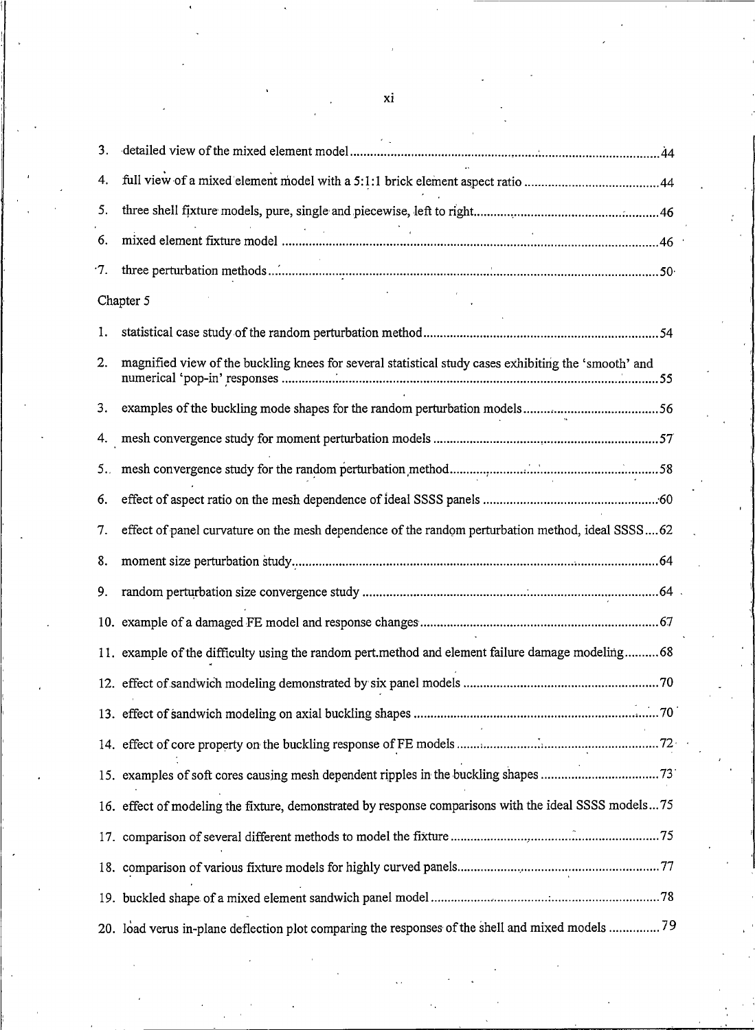3. detailed view of the mixed element model ........................................................................................................ 44

4. full view of a mixed element model with a 5:1:1 brick element aspect ratio ........................................ 44

5. three shell fixture models, pure, single and piecewise, left to right........................................................ 46

6. mixed element fixture model ..................................................................................................................... 46

7. three perturbation methods ........................................................................................................................ 50

Chapter 5

1. statistical case study of the random perturbation method ........................................................................ 54

2. magnified view of the buckling knees for several statistical study cases exhibiting the 'smooth' and numerical 'pop-in' responses ................................................................................................................ 55

3. examples of the buckling mode shapes for the random perturbation models ........................................ 56

4. mesh convergence study for moment perturbation models ..................................................................... 57

5. mesh convergence study for the random perturbation method ............................................................... 58

6. effect of aspect ratio on the mesh dependence of ideal SSSS panels ...................................................... 60

7. effect of panel curvature on the mesh dependence of the random perturbation method, ideal SSSS .... 62

8. moment size perturbation study .................................................................................................................. 64

9. random perturbation size convergence study ............................................................................................ 64

10. example of a damaged FE model and response changes ......................................................................... 67

11. example of the difficulty using the random pert.method and element failure damage modeling .......... 68

12. effect of sandwich modeling demonstrated by six panel models ........................................................... 70

13. effect of sandwich modeling on axial buckling shapes ........................................................................... 70

14. effect of core property on the buckling response of FE models ............................................................ 72

15. examples of soft cores causing mesh dependent ripples in the buckling shapes .................................... 73

16. effect of modeling the fixture, demonstrated by response comparisons with the ideal SSSS models ... 75

17. comparison of several different methods to model the fixture ............................................................... 75

18. comparison of various fixture models for highly curved panels ............................................................. 77

19. buckled shape of a mixed element sandwich panel model ..................................................................... 78

20. load verus in-plane deflection plot comparing the responses of the shell and mixed models ............... 79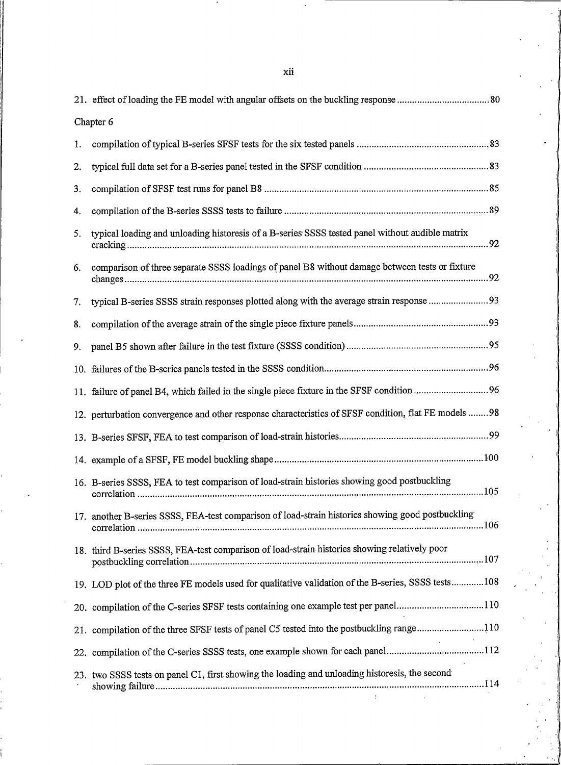21. effect of loading the FE model with angular offsets on the buckling response ....................................... 80

Chapter 6

1. compilation of typical B-series SFSF tests for the six tested panels ....................................... 83

2. typical full data set for a B-series panel tested in the SFSF condition ....................................... 83

3. compilation of SFSF test runs for panel B8 ....................................... 85

4. compilation of the B-series SSSS tests to failure ....................................... 89

5. typical loading and unloading historesis of a B-series SSSS tested panel without audible matrix cracking ....................................... 92

6. comparison of three separate SSSS loadings of panel B8 without damage between tests or fixture changes ....................................... 92

7. typical B-series SSSS strain responses plotted along with the average strain response ....................................... 93

8. compilation of the average strain of the single piece fixture panels ....................................... 93

9. panel B5 shown after failure in the test fixture (SSSS condition) ....................................... 95

10. failures of the B-series panels tested in the SSSS condition ....................................... 96

11. failure of panel B4, which failed in the single piece fixture in the SFSF condition ....................................... 96

12. perturbation convergence and other response characteristics of SFSF condition, flat FE models ....................................... 98

13. B-series SFSF, FEA to test comparison of load-strain histories ....................................... 99

14. example of a SFSF, FE model buckling shape ....................................... 100

16. B-series SSSS, FEA to test comparison of load-strain histories showing good postbuckling correlation ....................................... 105

17. another B-series SSSS, FEA-test comparison of load-strain histories showing good postbuckling correlation ....................................... 106

18. third B-series SSSS, FEA-test comparison of load-strain histories showing relatively poor postbuckling correlation ....................................... 107

19. LOD plot of the three FE models used for qualitative validation of the B-series, SSSS tests ....................................... 108

20. compilation of the C-series SFSF tests containing one example test per panel ....................................... 110

21. compilation of the three SFSF tests of panel C5 tested into the postbuckling range ....................................... 110

22. compilation of the C-series SSSS tests, one example shown for each panel ....................................... 112

23. two SSSS tests on panel C1, first showing the loading and unloading historesis, the second showing failure ....................................... 114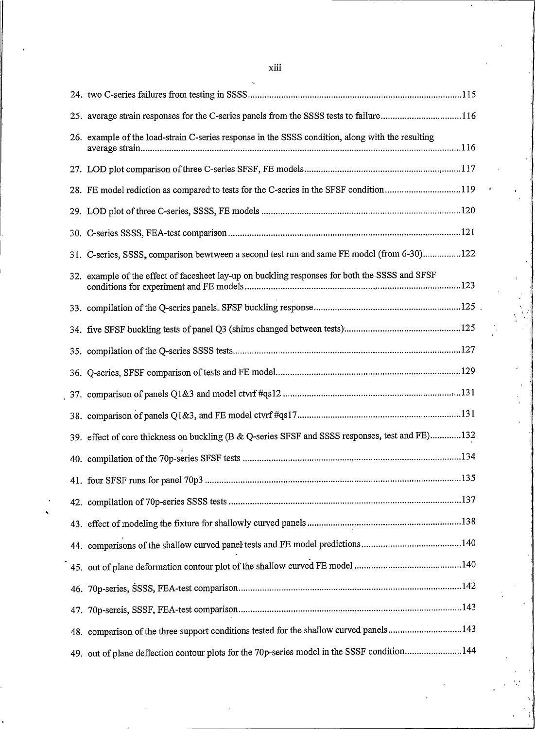24. two C-series failures from testing in SSSS ..... 115
25. average strain responses for the C-series panels from the SSSS tests to failure ..... 116
26. example of the load-strain C-series response in the SSSS condition, along with the resulting average strain ..... 116
27. LOD plot comparison of three C-series SFSF, FE models ..... 117
28. FE model rediction as compared to tests for the C-series in the SFSF condition ..... 119
29. LOD plot of three C-series, SSSS, FE models ..... 120
30. C-series SSSS, FEA-test comparison ..... 121
31. C-series, SSSS, comparison bewtween a second test run and same FE model (from 6-30) ..... 122
32. example of the effect of facesheet lay-up on buckling responses for both the SSSS and SFSF conditions for experiment and FE models ..... 123
33. compilation of the Q-series panels. SFSF buckling response ..... 125
34. five SFSF buckling tests of panel Q3 (shims changed between tests) ..... 125
35. compilation of the Q-series SSSS tests ..... 127
36. Q-series, SFSF comparison of tests and FE model ..... 129
37. comparison of panels Q1&3 and model ctvrf #qs12 ..... 131
38. comparison of panels Q1&3, and FE model ctvrf #qs17 ..... 131
39. effect of core thickness on buckling (B & Q-series SFSF and SSSS responses, test and FE) ..... 132
40. compilation of the 70p-series SFSF tests ..... 134
41. four SFSF runs for panel 70p3 ..... 135
42. compilation of 70p-series SSSS tests ..... 137
43. effect of modeling the fixture for shallowly curved panels ..... 138
44. comparisons of the shallow curved panel tests and FE model predictions ..... 140
45. out of plane deformation contour plot of the shallow curved FE model ..... 140
46. 70p-series, SSSS, FEA-test comparison ..... 142
47. 70p-sereis, SSSF, FEA-test comparison ..... 143
48. comparison of the three support conditions tested for the shallow curved panels ..... 143
49. out of plane deflection contour plots for the 70p-series model in the SSSF condition ..... 144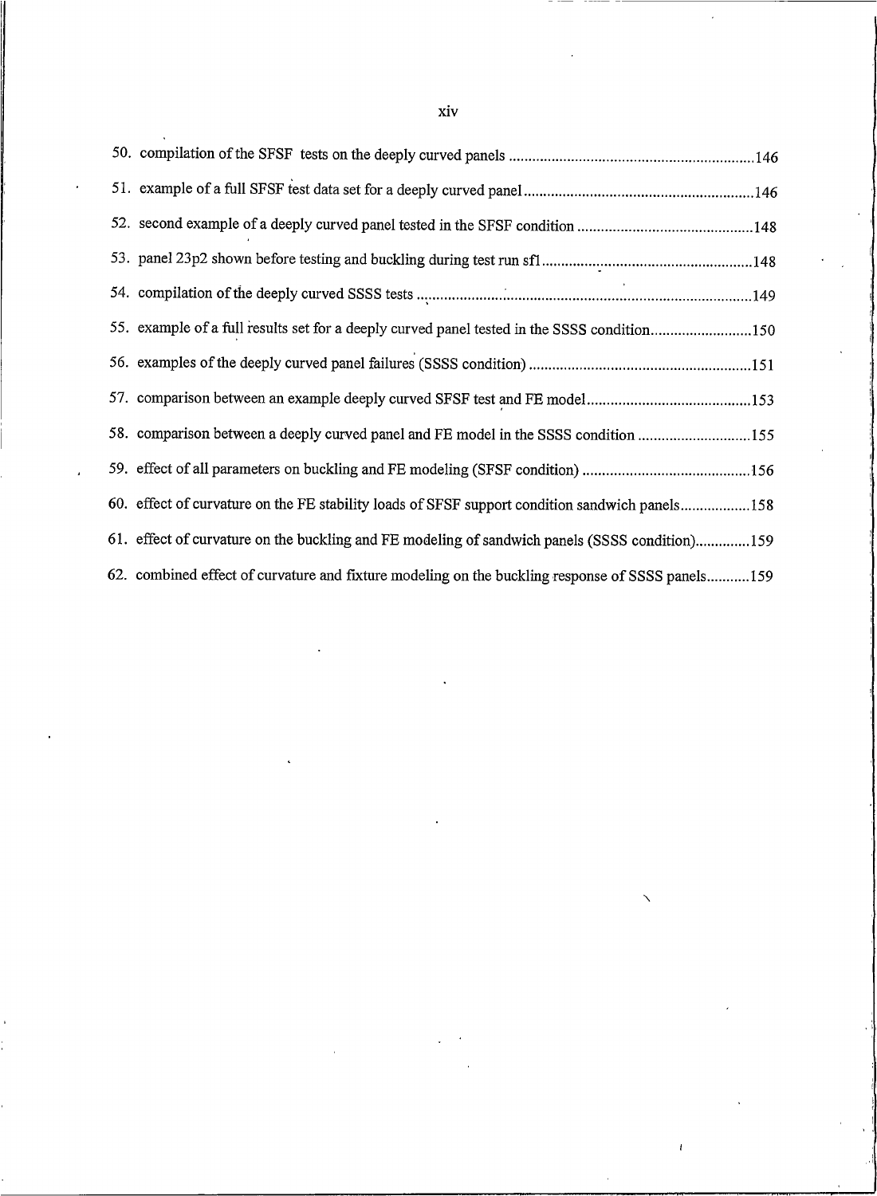50. compilation of the SFSF tests on the deeply curved panels .....................................................................146
51. example of a full SFSF test data set for a deeply curved panel.............................................................146
52. second example of a deeply curved panel tested in the SFSF condition ...............................................148
53. panel 23p2 shown before testing and buckling during test run sf1..........................................................148
54. compilation of the deeply curved SSSS tests ..........................................................................................149
55. example of a full results set for a deeply curved panel tested in the SSSS condition.............................150
56. examples of the deeply curved panel failures (SSSS condition) ............................................................151
57. comparison between an example deeply curved SFSF test and FE model.............................................153
58. comparison between a deeply curved panel and FE model in the SSSS condition ...............................155
59. effect of all parameters on buckling and FE modeling (SFSF condition) ..............................................156
60. effect of curvature on the FE stability loads of SFSF support condition sandwich panels.....................158
61. effect of curvature on the buckling and FE modeling of sandwich panels (SSSS condition).................159
62. combined effect of curvature and fixture modeling on the buckling response of SSSS panels...............159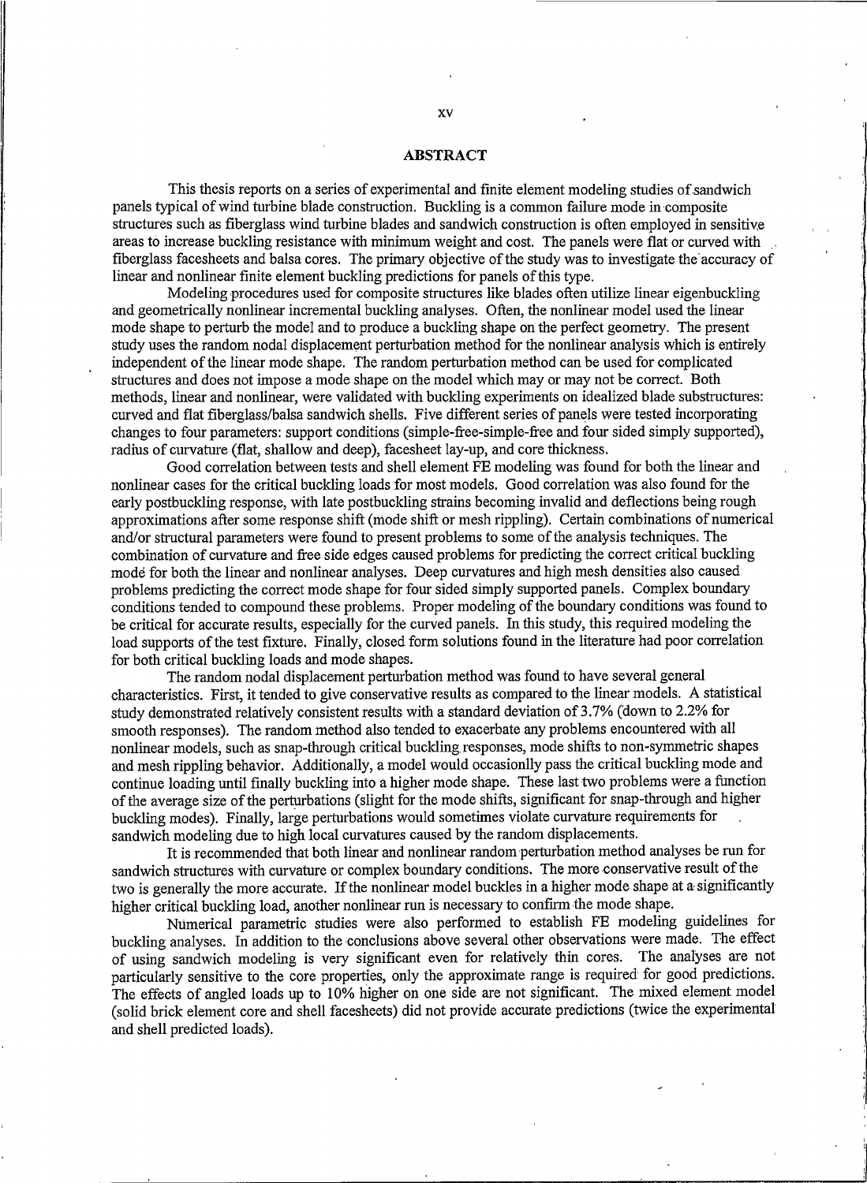# ABSTRACT

This thesis reports on a series of experimental and finite element modeling studies of sandwich panels typical of wind turbine blade construction. Buckling is a common failure mode in composite structures such as fiberglass wind turbine blades and sandwich construction is often employed in sensitive areas to increase buckling resistance with minimum weight and cost. The panels were flat or curved with fiberglass facesheets and balsa cores. The primary objective of the study was to investigate the accuracy of linear and nonlinear finite element buckling predictions for panels of this type.

Modeling procedures used for composite structures like blades often utilize linear eigenbuckling and geometrically nonlinear incremental buckling analyses. Often, the nonlinear model used the linear mode shape to perturb the model and to produce a buckling shape on the perfect geometry. The present study uses the random nodal displacement perturbation method for the nonlinear analysis which is entirely independent of the linear mode shape. The random perturbation method can be used for complicated structures and does not impose a mode shape on the model which may or may not be correct. Both methods, linear and nonlinear, were validated with buckling experiments on idealized blade substructures: curved and flat fiberglass/balsa sandwich shells. Five different series of panels were tested incorporating changes to four parameters: support conditions (simple-free-simple-free and four sided simply supported), radius of curvature (flat, shallow and deep), facesheet lay-up, and core thickness.

Good correlation between tests and shell element FE modeling was found for both the linear and nonlinear cases for the critical buckling loads for most models. Good correlation was also found for the early postbuckling response, with late postbuckling strains becoming invalid and deflections being rough approximations after some response shift (mode shift or mesh rippling). Certain combinations of numerical and/or structural parameters were found to present problems to some of the analysis techniques. The combination of curvature and free side edges caused problems for predicting the correct critical buckling mode for both the linear and nonlinear analyses. Deep curvatures and high mesh densities also caused problems predicting the correct mode shape for four sided simply supported panels. Complex boundary conditions tended to compound these problems. Proper modeling of the boundary conditions was found to be critical for accurate results, especially for the curved panels. In this study, this required modeling the load supports of the test fixture. Finally, closed form solutions found in the literature had poor correlation for both critical buckling loads and mode shapes.

The random nodal displacement perturbation method was found to have several general characteristics. First, it tended to give conservative results as compared to the linear models. A statistical study demonstrated relatively consistent results with a standard deviation of 3.7% (down to 2.2% for smooth responses). The random method also tended to exacerbate any problems encountered with all nonlinear models, such as snap-through critical buckling responses, mode shifts to non-symmetric shapes and mesh rippling behavior. Additionally, a model would occasionlly pass the critical buckling mode and continue loading until finally buckling into a higher mode shape. These last two problems were a function of the average size of the perturbations (slight for the mode shifts, significant for snap-through and higher buckling modes). Finally, large perturbations would sometimes violate curvature requirements for sandwich modeling due to high local curvatures caused by the random displacements.

It is recommended that both linear and nonlinear random perturbation method analyses be run for sandwich structures with curvature or complex boundary conditions. The more conservative result of the two is generally the more accurate. If the nonlinear model buckles in a higher mode shape at a significantly higher critical buckling load, another nonlinear run is necessary to confirm the mode shape.

Numerical parametric studies were also performed to establish FE modeling guidelines for buckling analyses. In addition to the conclusions above several other observations were made. The effect of using sandwich modeling is very significant even for relatively thin cores. The analyses are not particularly sensitive to the core properties, only the approximate range is required for good predictions. The effects of angled loads up to 10% higher on one side are not significant. The mixed element model (solid brick element core and shell facesheets) did not provide accurate predictions (twice the experimental and shell predicted loads).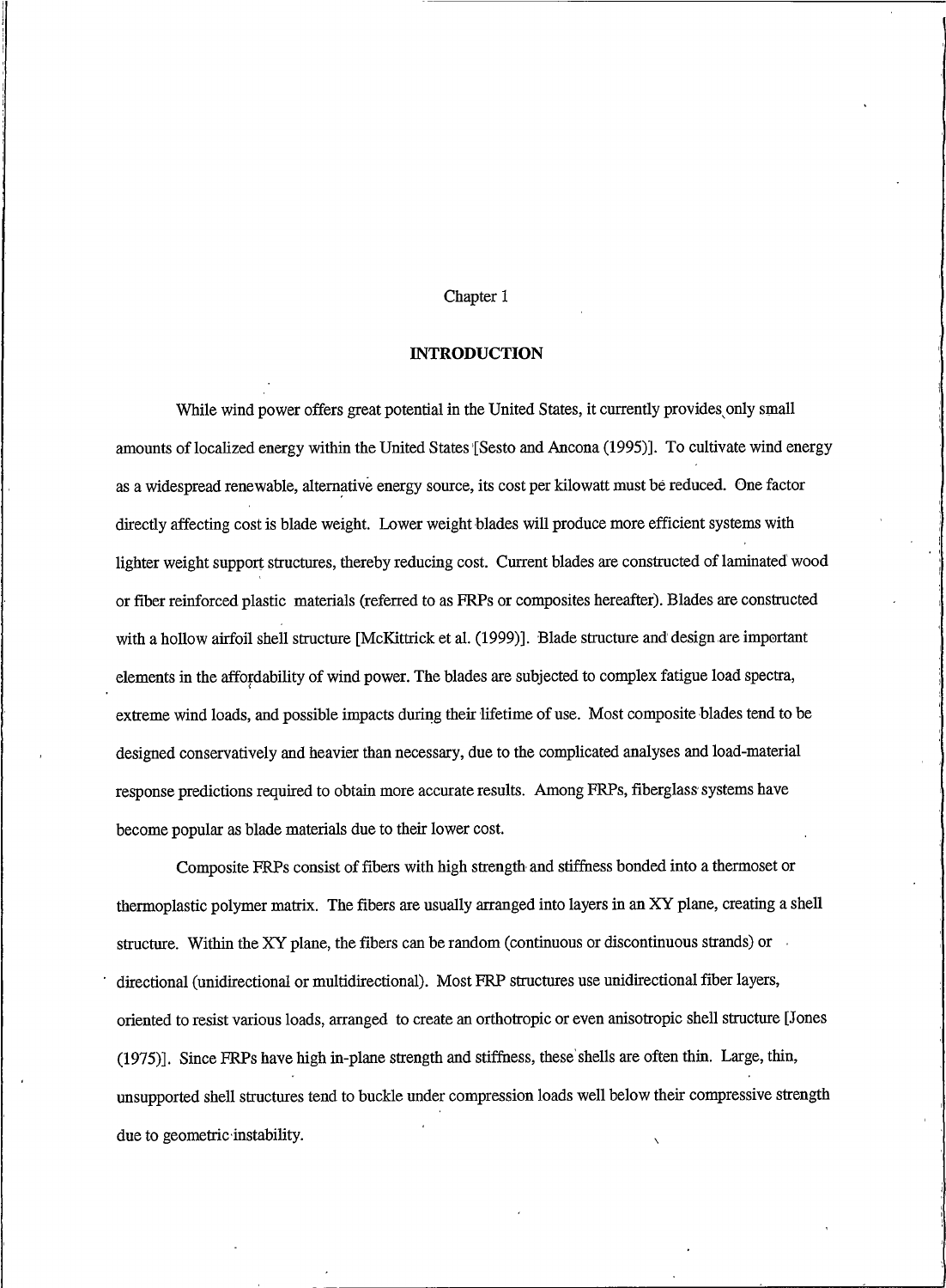# Chapter 1

## INTRODUCTION

While wind power offers great potential in the United States, it currently provides only small amounts of localized energy within the United States [Sesto and Ancona (1995)]. To cultivate wind energy as a widespread renewable, alternative energy source, its cost per kilowatt must be reduced. One factor directly affecting cost is blade weight. Lower weight blades will produce more efficient systems with lighter weight support structures, thereby reducing cost. Current blades are constructed of laminated wood or fiber reinforced plastic materials (referred to as FRPs or composites hereafter). Blades are constructed with a hollow airfoil shell structure [McKittrick et al. (1999)]. Blade structure and design are important elements in the affordability of wind power. The blades are subjected to complex fatigue load spectra, extreme wind loads, and possible impacts during their lifetime of use. Most composite blades tend to be designed conservatively and heavier than necessary, due to the complicated analyses and load-material response predictions required to obtain more accurate results. Among FRPs, fiberglass systems have become popular as blade materials due to their lower cost.

Composite FRPs consist of fibers with high strength and stiffness bonded into a thermoset or thermoplastic polymer matrix. The fibers are usually arranged into layers in an XY plane, creating a shell structure. Within the XY plane, the fibers can be random (continuous or discontinuous strands) or directional (unidirectional or multidirectional). Most FRP structures use unidirectional fiber layers, oriented to resist various loads, arranged to create an orthotropic or even anisotropic shell structure [Jones (1975)]. Since FRPs have high in-plane strength and stiffness, these shells are often thin. Large, thin, unsupported shell structures tend to buckle under compression loads well below their compressive strength due to geometric instability.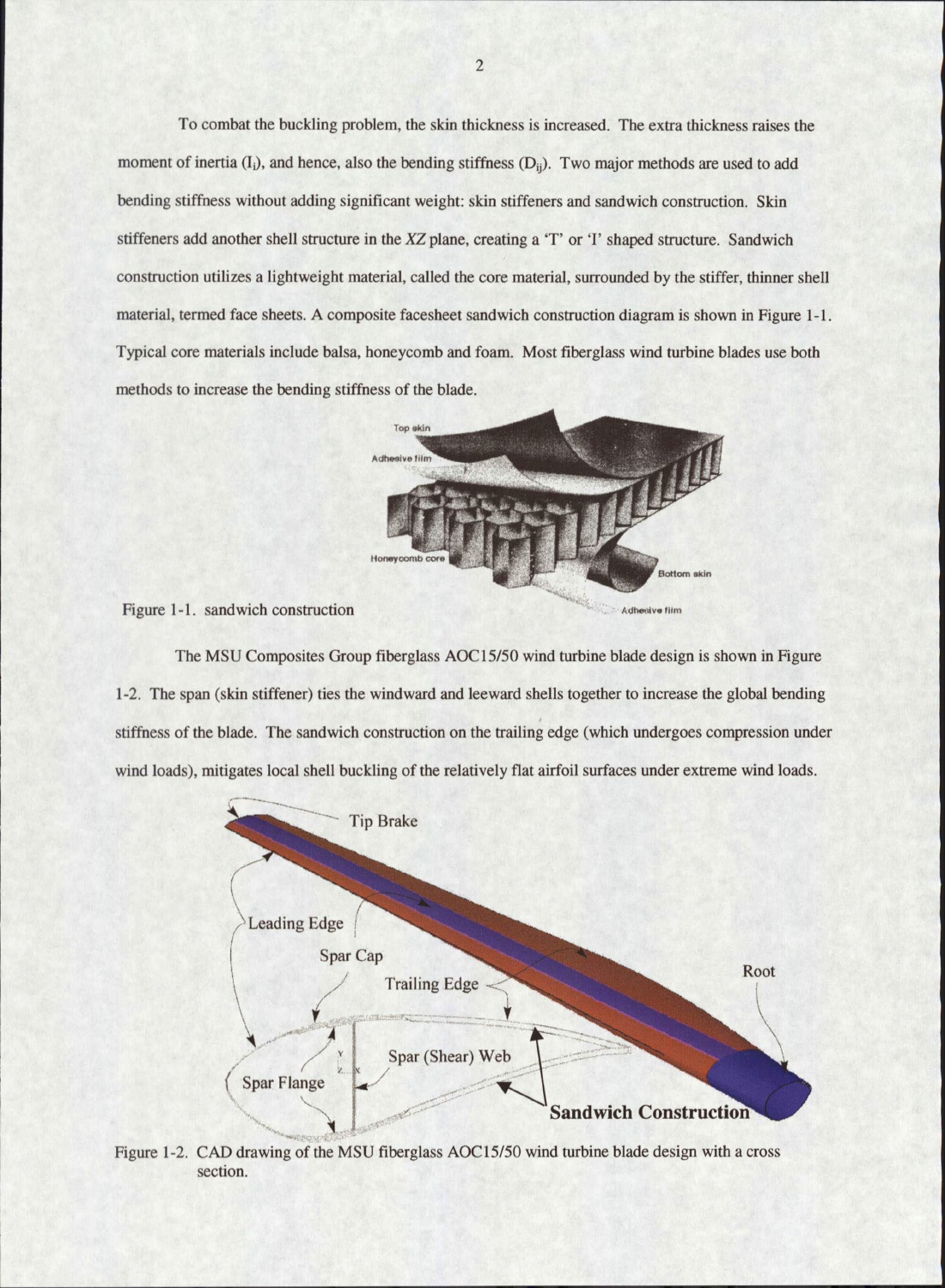To combat the buckling problem, the skin thickness is increased. The extra thickness raises the moment of inertia ($I_i$), and hence, also the bending stiffness ($D_{ij}$). Two major methods are used to add bending stiffness without adding significant weight: skin stiffeners and sandwich construction. Skin stiffeners add another shell structure in the *XZ* plane, creating a 'T' or 'I' shaped structure. Sandwich construction utilizes a lightweight material, called the core material, surrounded by the stiffer, thinner shell material, termed face sheets. A composite facesheet sandwich construction diagram is shown in Figure 1-1. Typical core materials include balsa, honeycomb and foam. Most fiberglass wind turbine blades use both methods to increase the bending stiffness of the blade.

Figure 1-1. sandwich construction

The MSU Composites Group fiberglass AOC15/50 wind turbine blade design is shown in Figure 1-2. The span (skin stiffener) ties the windward and leeward shells together to increase the global bending stiffness of the blade. The sandwich construction on the trailing edge (which undergoes compression under wind loads), mitigates local shell buckling of the relatively flat airfoil surfaces under extreme wind loads.

Figure 1-2. CAD drawing of the MSU fiberglass AOC15/50 wind turbine blade design with a cross section.